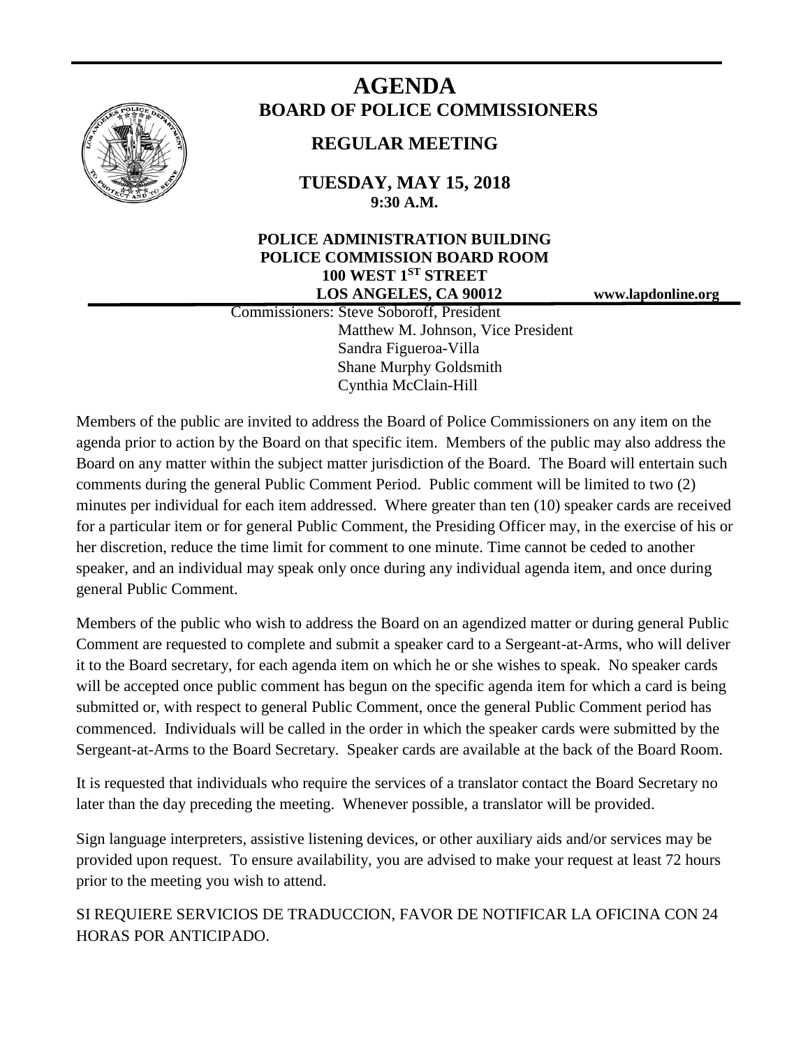# AGENDA
## BOARD OF POLICE COMMISSIONERS

### REGULAR MEETING

**TUESDAY, MAY 15, 2018**
**9:30 A.M.**

**POLICE ADMINISTRATION BUILDING**
**POLICE COMMISSION BOARD ROOM**
**100 WEST 1ST STREET**
**LOS ANGELES, CA 90012** **www.lapdonline.org**

Commissioners: Steve Soboroff, President
Matthew M. Johnson, Vice President
Sandra Figueroa-Villa
Shane Murphy Goldsmith
Cynthia McClain-Hill

Members of the public are invited to address the Board of Police Commissioners on any item on the agenda prior to action by the Board on that specific item. Members of the public may also address the Board on any matter within the subject matter jurisdiction of the Board. The Board will entertain such comments during the general Public Comment Period. Public comment will be limited to two (2) minutes per individual for each item addressed. Where greater than ten (10) speaker cards are received for a particular item or for general Public Comment, the Presiding Officer may, in the exercise of his or her discretion, reduce the time limit for comment to one minute. Time cannot be ceded to another speaker, and an individual may speak only once during any individual agenda item, and once during general Public Comment.

Members of the public who wish to address the Board on an agendized matter or during general Public Comment are requested to complete and submit a speaker card to a Sergeant-at-Arms, who will deliver it to the Board secretary, for each agenda item on which he or she wishes to speak. No speaker cards will be accepted once public comment has begun on the specific agenda item for which a card is being submitted or, with respect to general Public Comment, once the general Public Comment period has commenced. Individuals will be called in the order in which the speaker cards were submitted by the Sergeant-at-Arms to the Board Secretary. Speaker cards are available at the back of the Board Room.

It is requested that individuals who require the services of a translator contact the Board Secretary no later than the day preceding the meeting. Whenever possible, a translator will be provided.

Sign language interpreters, assistive listening devices, or other auxiliary aids and/or services may be provided upon request. To ensure availability, you are advised to make your request at least 72 hours prior to the meeting you wish to attend.

SI REQUIERE SERVICIOS DE TRADUCCION, FAVOR DE NOTIFICAR LA OFICINA CON 24 HORAS POR ANTICIPADO.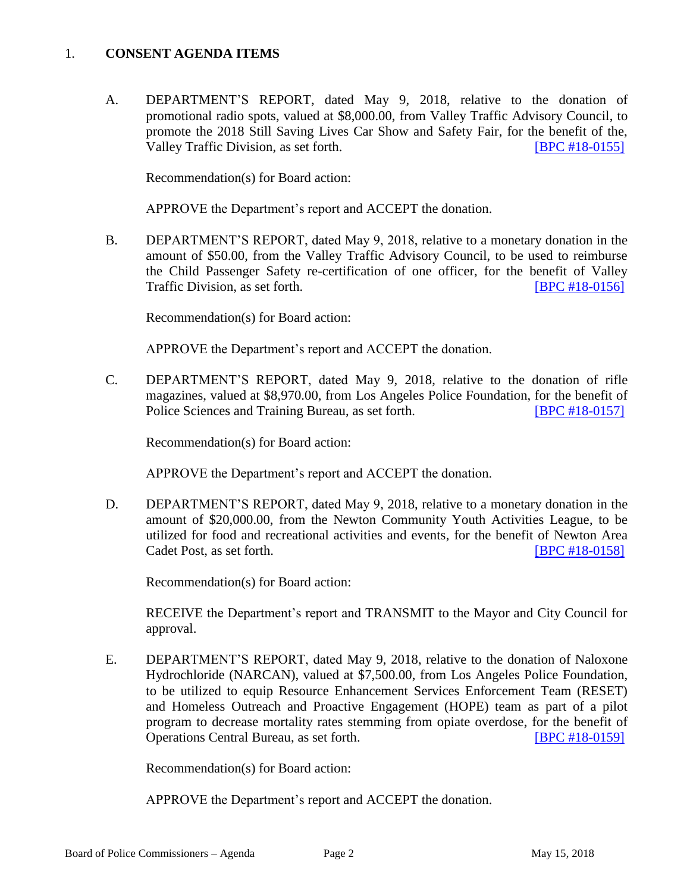## 1. **CONSENT AGENDA ITEMS**

A. DEPARTMENT'S REPORT, dated May 9, 2018, relative to the donation of promotional radio spots, valued at $8,000.00, from Valley Traffic Advisory Council, to promote the 2018 Still Saving Lives Car Show and Safety Fair, for the benefit of the, Valley Traffic Division, as set forth. [BPC #18-0155]

Recommendation(s) for Board action:

APPROVE the Department's report and ACCEPT the donation.

B. DEPARTMENT'S REPORT, dated May 9, 2018, relative to a monetary donation in the amount of $50.00, from the Valley Traffic Advisory Council, to be used to reimburse the Child Passenger Safety re-certification of one officer, for the benefit of Valley Traffic Division, as set forth. [BPC #18-0156]

Recommendation(s) for Board action:

APPROVE the Department's report and ACCEPT the donation.

C. DEPARTMENT'S REPORT, dated May 9, 2018, relative to the donation of rifle magazines, valued at $8,970.00, from Los Angeles Police Foundation, for the benefit of Police Sciences and Training Bureau, as set forth. [BPC #18-0157]

Recommendation(s) for Board action:

APPROVE the Department's report and ACCEPT the donation.

D. DEPARTMENT'S REPORT, dated May 9, 2018, relative to a monetary donation in the amount of $20,000.00, from the Newton Community Youth Activities League, to be utilized for food and recreational activities and events, for the benefit of Newton Area Cadet Post, as set forth. [BPC #18-0158]

Recommendation(s) for Board action:

RECEIVE the Department's report and TRANSMIT to the Mayor and City Council for approval.

E. DEPARTMENT'S REPORT, dated May 9, 2018, relative to the donation of Naloxone Hydrochloride (NARCAN), valued at $7,500.00, from Los Angeles Police Foundation, to be utilized to equip Resource Enhancement Services Enforcement Team (RESET) and Homeless Outreach and Proactive Engagement (HOPE) team as part of a pilot program to decrease mortality rates stemming from opiate overdose, for the benefit of Operations Central Bureau, as set forth. [BPC #18-0159]

Recommendation(s) for Board action:

APPROVE the Department's report and ACCEPT the donation.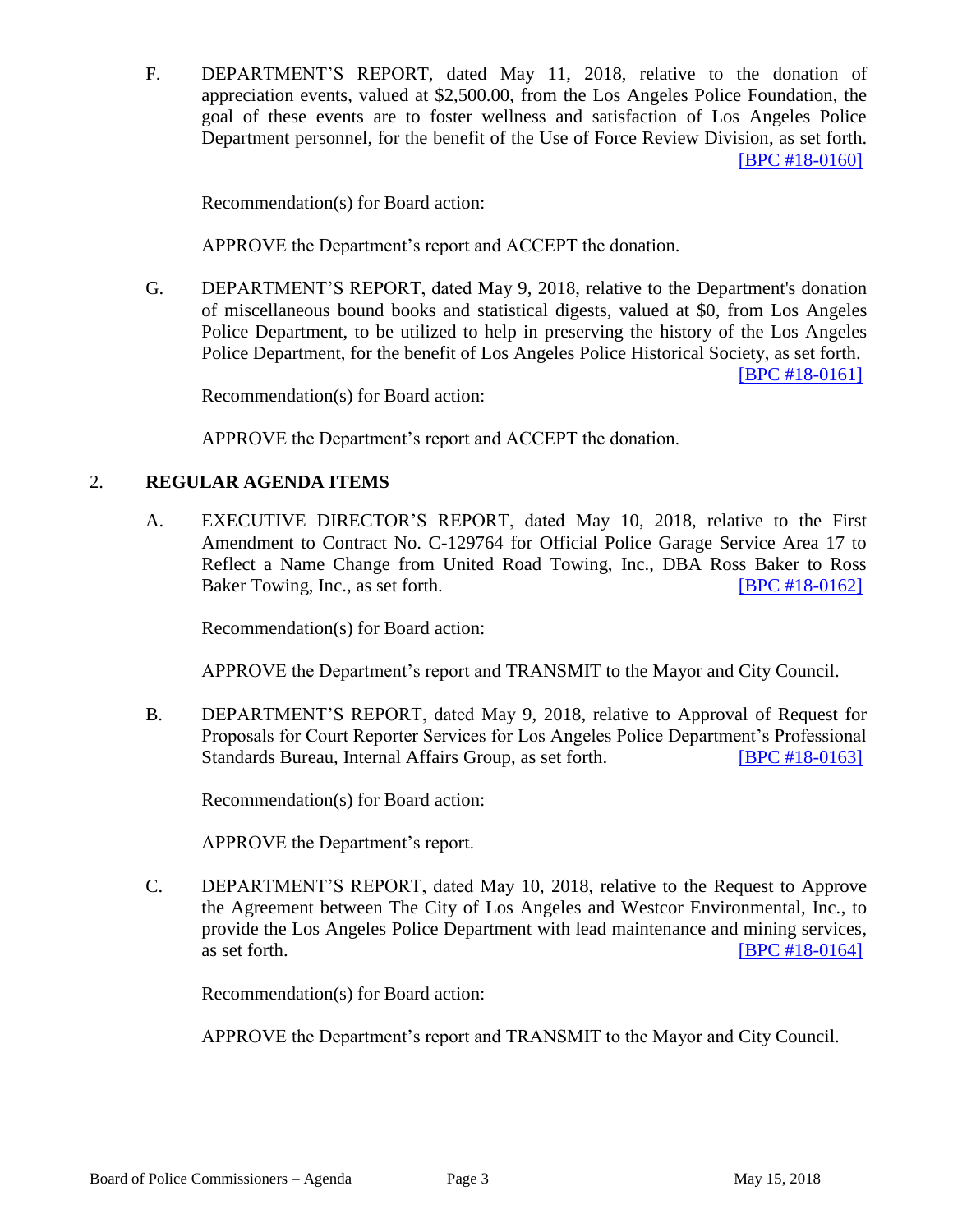F. DEPARTMENT'S REPORT, dated May 11, 2018, relative to the donation of appreciation events, valued at $2,500.00, from the Los Angeles Police Foundation, the goal of these events are to foster wellness and satisfaction of Los Angeles Police Department personnel, for the benefit of the Use of Force Review Division, as set forth. [BPC #18-0160]

Recommendation(s) for Board action:

APPROVE the Department's report and ACCEPT the donation.

G. DEPARTMENT'S REPORT, dated May 9, 2018, relative to the Department's donation of miscellaneous bound books and statistical digests, valued at $0, from Los Angeles Police Department, to be utilized to help in preserving the history of the Los Angeles Police Department, for the benefit of Los Angeles Police Historical Society, as set forth. [BPC #18-0161]

Recommendation(s) for Board action:

APPROVE the Department's report and ACCEPT the donation.

## 2. REGULAR AGENDA ITEMS

A. EXECUTIVE DIRECTOR'S REPORT, dated May 10, 2018, relative to the First Amendment to Contract No. C-129764 for Official Police Garage Service Area 17 to Reflect a Name Change from United Road Towing, Inc., DBA Ross Baker to Ross Baker Towing, Inc., as set forth. [BPC #18-0162]

Recommendation(s) for Board action:

APPROVE the Department's report and TRANSMIT to the Mayor and City Council.

B. DEPARTMENT'S REPORT, dated May 9, 2018, relative to Approval of Request for Proposals for Court Reporter Services for Los Angeles Police Department's Professional Standards Bureau, Internal Affairs Group, as set forth. [BPC #18-0163]

Recommendation(s) for Board action:

APPROVE the Department's report.

C. DEPARTMENT'S REPORT, dated May 10, 2018, relative to the Request to Approve the Agreement between The City of Los Angeles and Westcor Environmental, Inc., to provide the Los Angeles Police Department with lead maintenance and mining services, as set forth. [BPC #18-0164]

Recommendation(s) for Board action:

APPROVE the Department's report and TRANSMIT to the Mayor and City Council.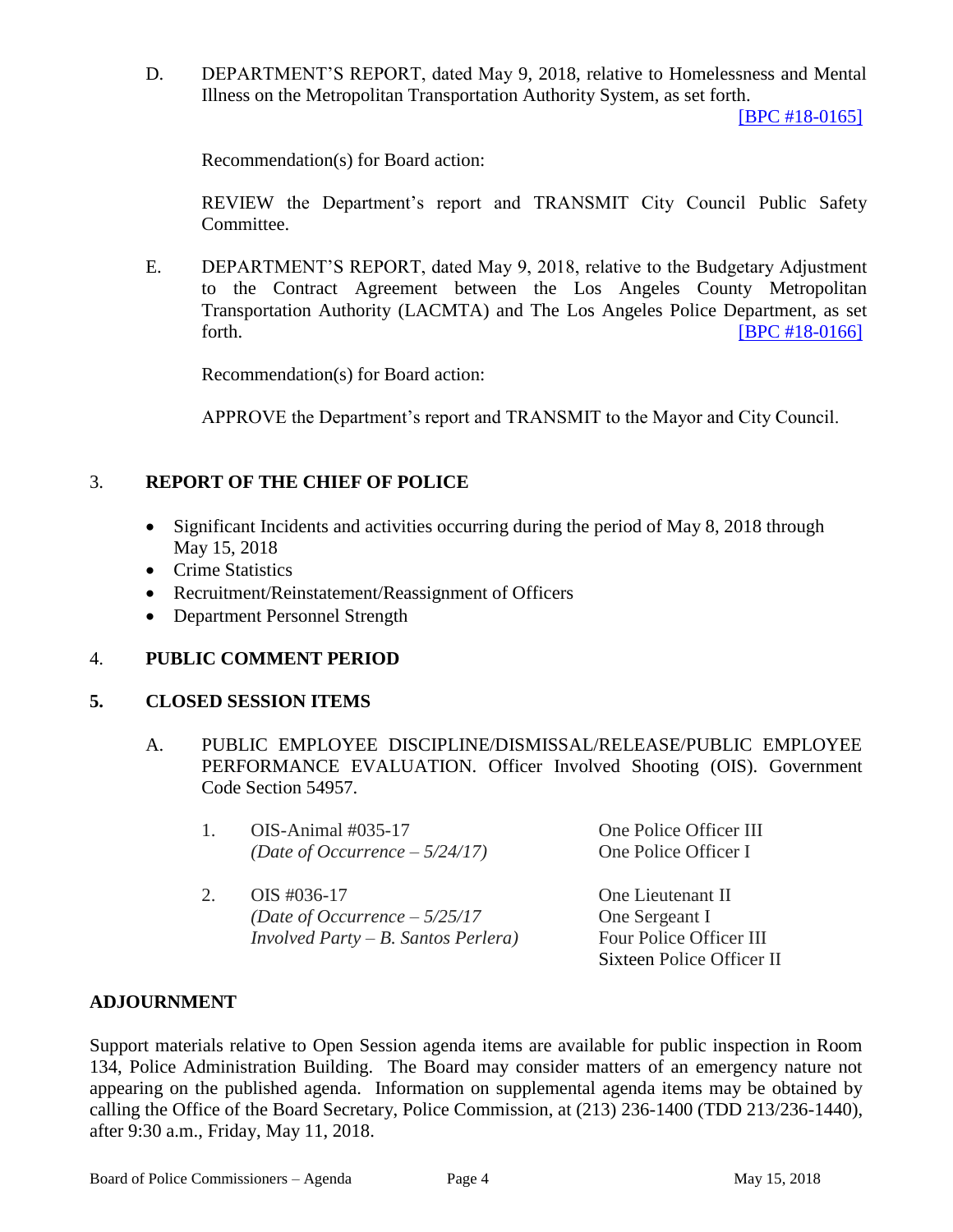D. DEPARTMENT'S REPORT, dated May 9, 2018, relative to Homelessness and Mental Illness on the Metropolitan Transportation Authority System, as set forth. [BPC #18-0165]

Recommendation(s) for Board action:

REVIEW the Department's report and TRANSMIT City Council Public Safety Committee.

E. DEPARTMENT'S REPORT, dated May 9, 2018, relative to the Budgetary Adjustment to the Contract Agreement between the Los Angeles County Metropolitan Transportation Authority (LACMTA) and The Los Angeles Police Department, as set forth. [BPC #18-0166]

Recommendation(s) for Board action:

APPROVE the Department's report and TRANSMIT to the Mayor and City Council.

## 3. REPORT OF THE CHIEF OF POLICE

- Significant Incidents and activities occurring during the period of May 8, 2018 through May 15, 2018
- Crime Statistics
- Recruitment/Reinstatement/Reassignment of Officers
- Department Personnel Strength

## 4. PUBLIC COMMENT PERIOD

## 5. CLOSED SESSION ITEMS

A. PUBLIC EMPLOYEE DISCIPLINE/DISMISSAL/RELEASE/PUBLIC EMPLOYEE PERFORMANCE EVALUATION. Officer Involved Shooting (OIS). Government Code Section 54957.

| | | |
|---|---|---|
| 1. | OIS-Animal #035-17<br>*(Date of Occurrence – 5/24/17)* | One Police Officer III<br>One Police Officer I |
| 2. | OIS #036-17<br>*(Date of Occurrence – 5/25/17*<br>*Involved Party – B. Santos Perlera)* | One Lieutenant II<br>One Sergeant I<br>Four Police Officer III<br>Sixteen Police Officer II |

## ADJOURNMENT

Support materials relative to Open Session agenda items are available for public inspection in Room 134, Police Administration Building. The Board may consider matters of an emergency nature not appearing on the published agenda. Information on supplemental agenda items may be obtained by calling the Office of the Board Secretary, Police Commission, at (213) 236-1400 (TDD 213/236-1440), after 9:30 a.m., Friday, May 11, 2018.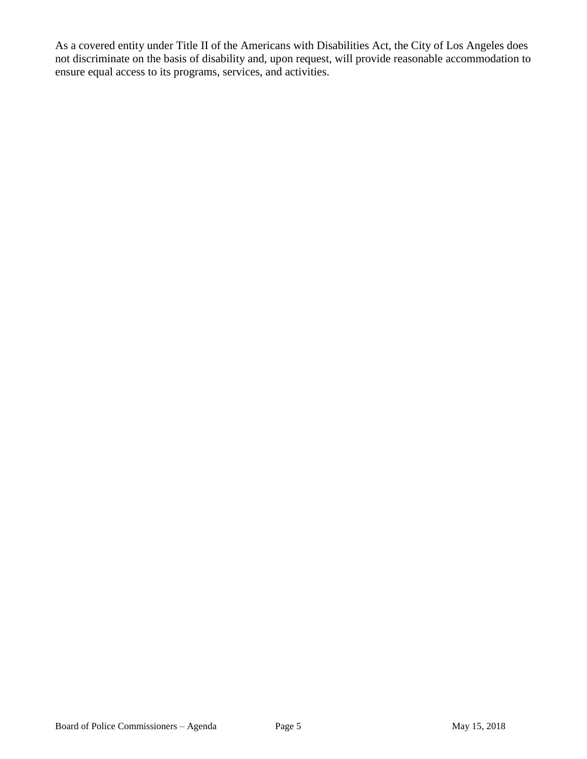As a covered entity under Title II of the Americans with Disabilities Act, the City of Los Angeles does not discriminate on the basis of disability and, upon request, will provide reasonable accommodation to ensure equal access to its programs, services, and activities.